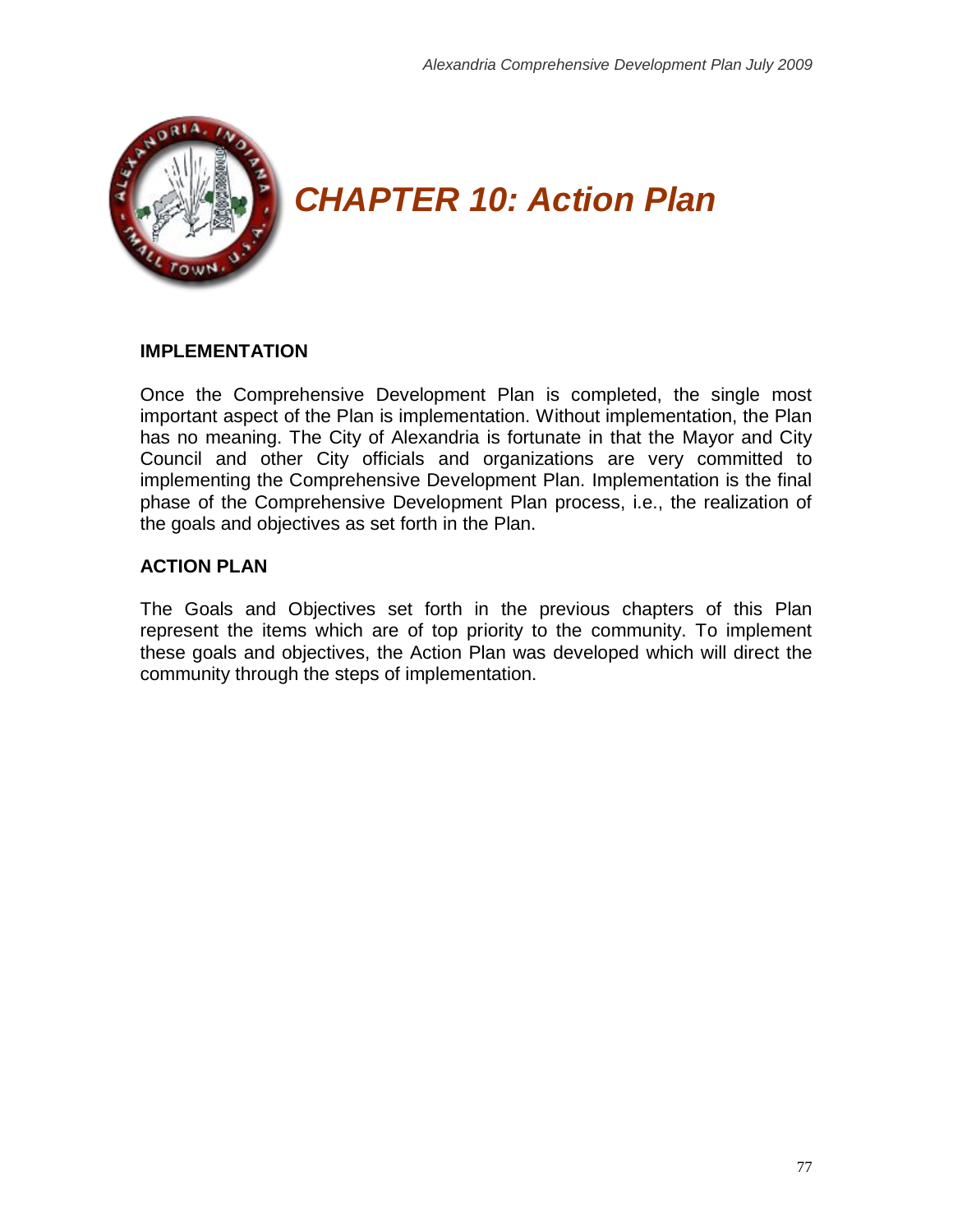# CHAPTER 10: Action Plan

## IMPLEMENTATION

Once the Comprehensive Development Plan is completed, the single most important aspect of the Plan is implementation. Without implementation, the Plan has no meaning. The City of Alexandria is fortunate in that the Mayor and City Council and other City officials and organizations are very committed to implementing the Comprehensive Development Plan. Implementation is the final phase of the Comprehensive Development Plan process, i.e., the realization of the goals and objectives as set forth in the Plan.

## ACTION PLAN

The Goals and Objectives set forth in the previous chapters of this Plan represent the items which are of top priority to the community. To implement these goals and objectives, the Action Plan was developed which will direct the community through the steps of implementation.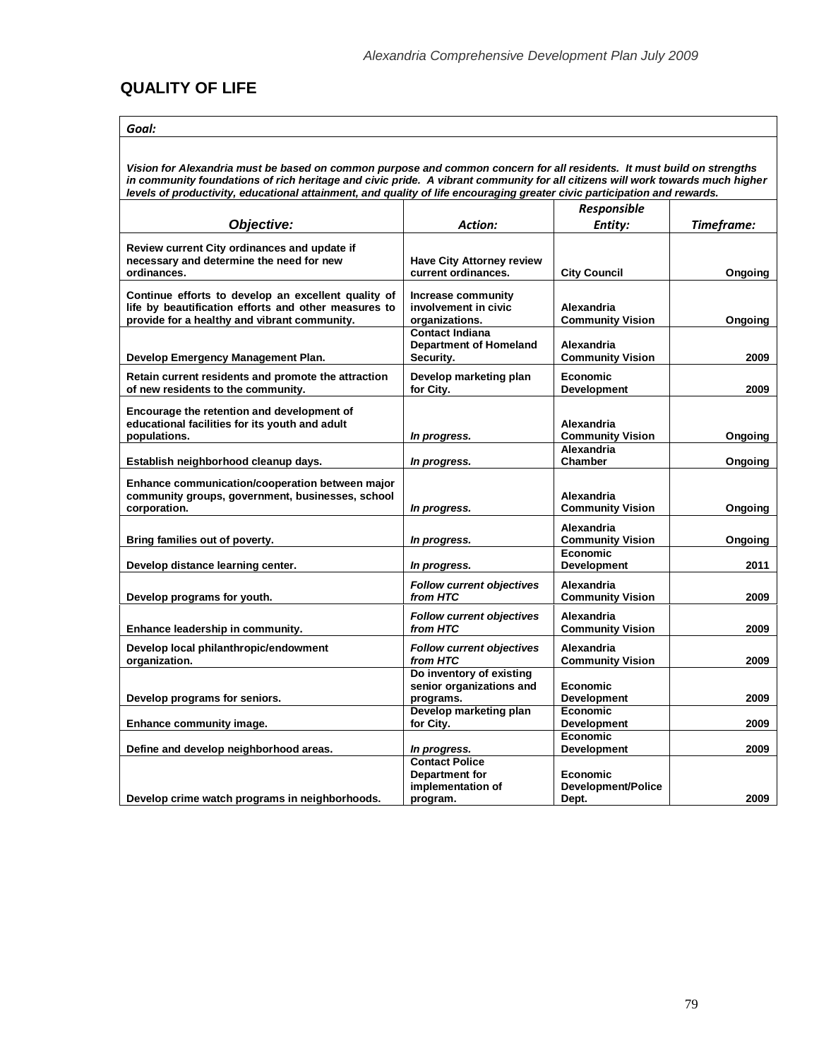## QUALITY OF LIFE

| ***Goal:*** | | | |
|---|---|---|---|
| ***Vision for Alexandria must be based on common purpose and common concern for all residents. It must build on strengths in community foundations of rich heritage and civic pride. A vibrant community for all citizens will work towards much higher levels of productivity, educational attainment, and quality of life encouraging greater civic participation and rewards.*** | | | |
| ***Objective:*** | ***Action:*** | ***Responsible Entity:*** | ***Timeframe:*** |
| **Review current City ordinances and update if necessary and determine the need for new ordinances.** | **Have City Attorney review current ordinances.** | **City Council** | **Ongoing** |
| **Continue efforts to develop an excellent quality of life by beautification efforts and other measures to provide for a healthy and vibrant community.** | **Increase community involvement in civic organizations.** | **Alexandria Community Vision** | **Ongoing** |
| **Develop Emergency Management Plan.** | **Contact Indiana Department of Homeland Security.** | **Alexandria Community Vision** | **2009** |
| **Retain current residents and promote the attraction of new residents to the community.** | **Develop marketing plan for City.** | **Economic Development** | **2009** |
| **Encourage the retention and development of educational facilities for its youth and adult populations.** | ***In progress.*** | **Alexandria Community Vision** | **Ongoing** |
| **Establish neighborhood cleanup days.** | ***In progress.*** | **Alexandria Chamber** | **Ongoing** |
| **Enhance communication/cooperation between major community groups, government, businesses, school corporation.** | ***In progress.*** | **Alexandria Community Vision** | **Ongoing** |
| **Bring families out of poverty.** | ***In progress.*** | **Alexandria Community Vision** | **Ongoing** |
| **Develop distance learning center.** | ***In progress.*** | **Economic Development** | **2011** |
| **Develop programs for youth.** | ***Follow current objectives from HTC*** | **Alexandria Community Vision** | **2009** |
| **Enhance leadership in community.** | ***Follow current objectives from HTC*** | **Alexandria Community Vision** | **2009** |
| **Develop local philanthropic/endowment organization.** | ***Follow current objectives from HTC*** | **Alexandria Community Vision** | **2009** |
| **Develop programs for seniors.** | **Do inventory of existing senior organizations and programs.** | **Economic Development** | **2009** |
| **Enhance community image.** | **Develop marketing plan for City.** | **Economic Development** | **2009** |
| **Define and develop neighborhood areas.** | ***In progress.*** | **Economic Development** | **2009** |
| **Develop crime watch programs in neighborhoods.** | **Contact Police Department for implementation of program.** | **Economic Development/Police Dept.** | **2009** |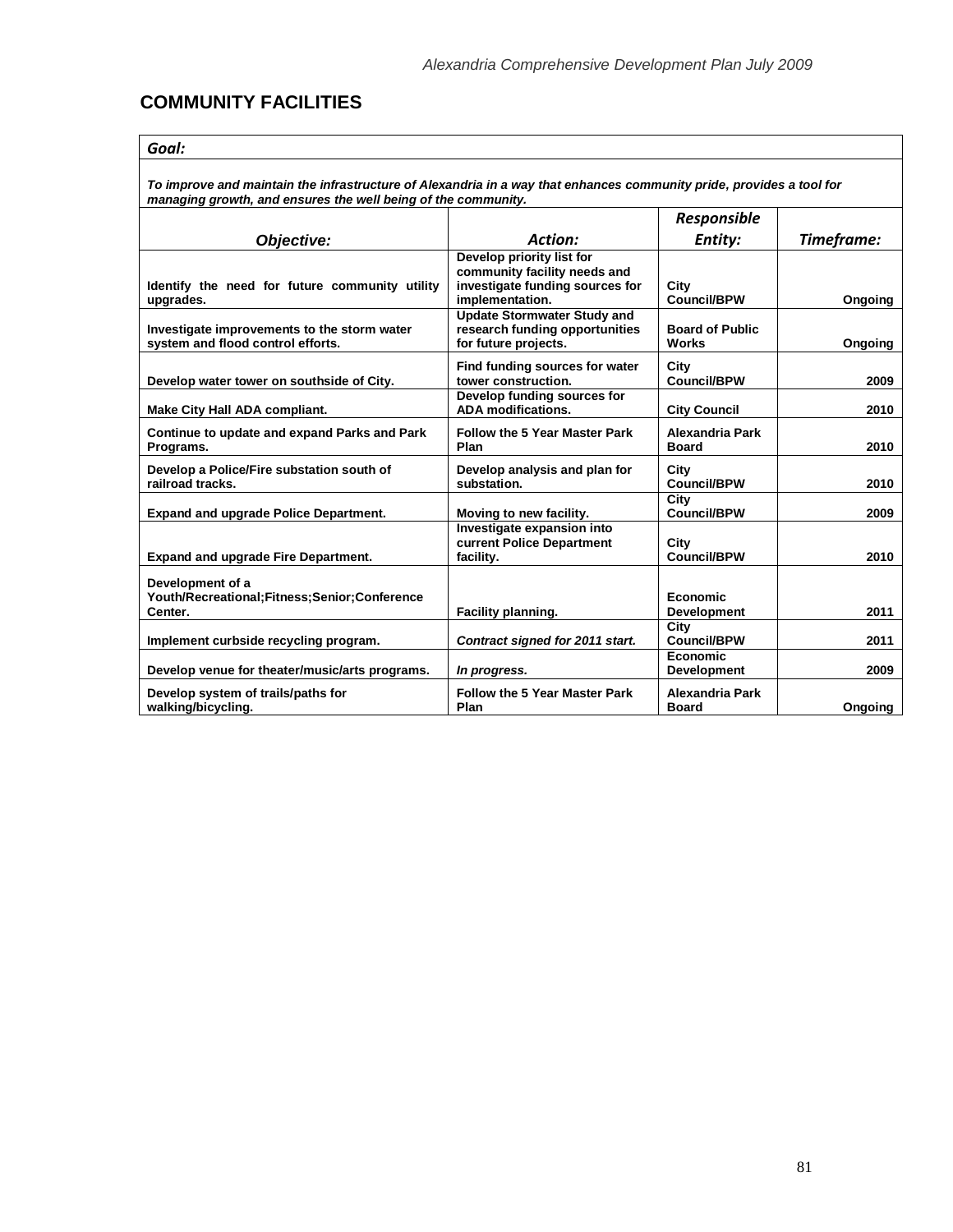## COMMUNITY FACILITIES

| ***Goal:*** | | | |
|---|---|---|---|
| ***To improve and maintain the infrastructure of Alexandria in a way that enhances community pride, provides a tool for managing growth, and ensures the well being of the community.*** | | | |
| ***Objective:*** | ***Action:*** | ***Responsible Entity:*** | ***Timeframe:*** |
| **Identify the need for future community utility upgrades.** | **Develop priority list for community facility needs and investigate funding sources for implementation.** | **City Council/BPW** | **Ongoing** |
| **Investigate improvements to the storm water system and flood control efforts.** | **Update Stormwater Study and research funding opportunities for future projects.** | **Board of Public Works** | **Ongoing** |
| **Develop water tower on southside of City.** | **Find funding sources for water tower construction.** | **City Council/BPW** | **2009** |
| **Make City Hall ADA compliant.** | **Develop funding sources for ADA modifications.** | **City Council** | **2010** |
| **Continue to update and expand Parks and Park Programs.** | **Follow the 5 Year Master Park Plan** | **Alexandria Park Board** | **2010** |
| **Develop a Police/Fire substation south of railroad tracks.** | **Develop analysis and plan for substation.** | **City Council/BPW** | **2010** |
| **Expand and upgrade Police Department.** | **Moving to new facility.** | **City Council/BPW** | **2009** |
| **Expand and upgrade Fire Department.** | **Investigate expansion into current Police Department facility.** | **City Council/BPW** | **2010** |
| **Development of a Youth/Recreational;Fitness;Senior;Conference Center.** | **Facility planning.** | **Economic Development** | **2011** |
| **Implement curbside recycling program.** | ***Contract signed for 2011 start.*** | **City Council/BPW** | **2011** |
| **Develop venue for theater/music/arts programs.** | ***In progress.*** | **Economic Development** | **2009** |
| **Develop system of trails/paths for walking/bicycling.** | **Follow the 5 Year Master Park Plan** | **Alexandria Park Board** | **Ongoing** |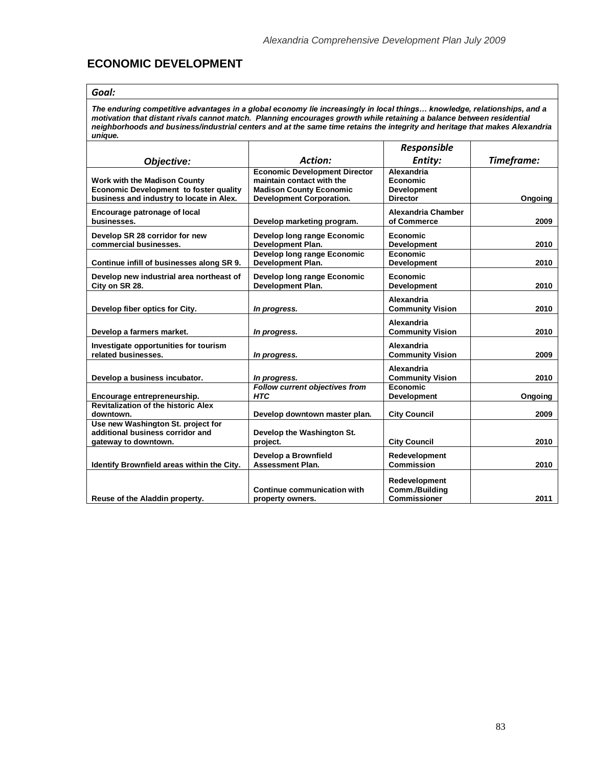## ECONOMIC DEVELOPMENT

***Goal:***

***The enduring competitive advantages in a global economy lie increasingly in local things… knowledge, relationships, and a motivation that distant rivals cannot match. Planning encourages growth while retaining a balance between residential neighborhoods and business/industrial centers and at the same time retains the integrity and heritage that makes Alexandria unique.***

| *Objective:* | *Action:* | *Responsible Entity:* | *Timeframe:* |
|---|---|---|---|
| **Work with the Madison County Economic Development to foster quality business and industry to locate in Alex.** | **Economic Development Director maintain contact with the Madison County Economic Development Corporation.** | **Alexandria Economic Development Director** | **Ongoing** |
| **Encourage patronage of local businesses.** | **Develop marketing program.** | **Alexandria Chamber of Commerce** | **2009** |
| **Develop SR 28 corridor for new commercial businesses.** | **Develop long range Economic Development Plan.** | **Economic Development** | **2010** |
| **Continue infill of businesses along SR 9.** | **Develop long range Economic Development Plan.** | **Economic Development** | **2010** |
| **Develop new industrial area northeast of City on SR 28.** | **Develop long range Economic Development Plan.** | **Economic Development** | **2010** |
| **Develop fiber optics for City.** | ***In progress.*** | **Alexandria Community Vision** | **2010** |
| **Develop a farmers market.** | ***In progress.*** | **Alexandria Community Vision** | **2010** |
| **Investigate opportunities for tourism related businesses.** | ***In progress.*** | **Alexandria Community Vision** | **2009** |
| **Develop a business incubator.** | ***In progress.*** | **Alexandria Community Vision** | **2010** |
| **Encourage entrepreneurship.** | ***Follow current objectives from HTC*** | **Economic Development** | **Ongoing** |
| **Revitalization of the historic Alex downtown.** | **Develop downtown master plan.** | **City Council** | **2009** |
| **Use new Washington St. project for additional business corridor and gateway to downtown.** | **Develop the Washington St. project.** | **City Council** | **2010** |
| **Identify Brownfield areas within the City.** | **Develop a Brownfield Assessment Plan.** | **Redevelopment Commission** | **2010** |
| **Reuse of the Aladdin property.** | **Continue communication with property owners.** | **Redevelopment Comm./Building Commissioner** | **2011** |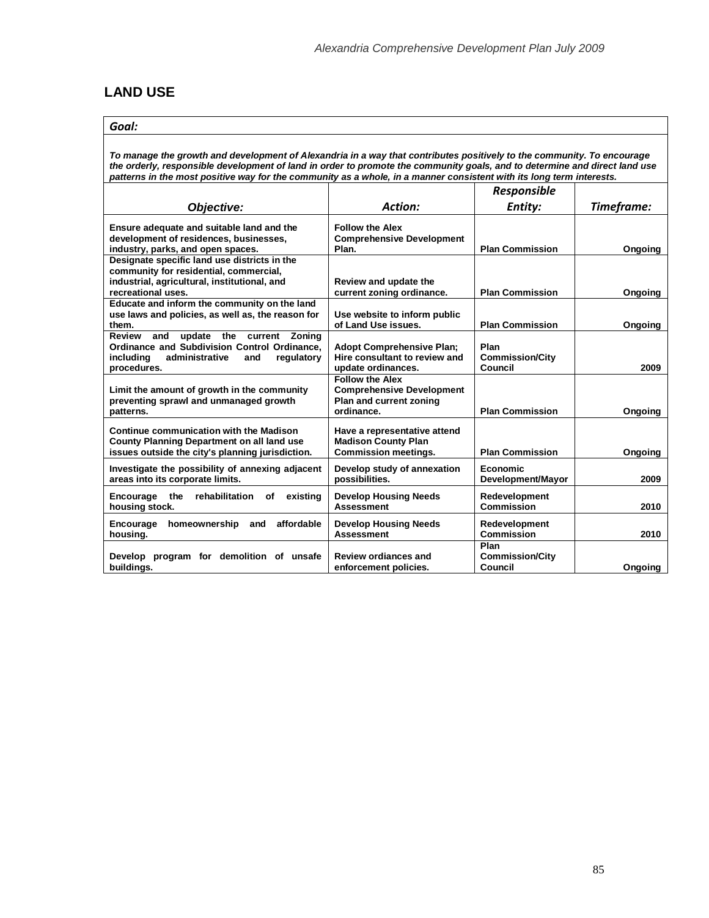## LAND USE

***Goal:***

***To manage the growth and development of Alexandria in a way that contributes positively to the community. To encourage the orderly, responsible development of land in order to promote the community goals, and to determine and direct land use patterns in the most positive way for the community as a whole, in a manner consistent with its long term interests.***

| *Objective:* | *Action:* | *Responsible Entity:* | *Timeframe:* |
|---|---|---|---|
| **Ensure adequate and suitable land and the development of residences, businesses, industry, parks, and open spaces.** | **Follow the Alex Comprehensive Development Plan.** | **Plan Commission** | **Ongoing** |
| **Designate specific land use districts in the community for residential, commercial, industrial, agricultural, institutional, and recreational uses.** | **Review and update the current zoning ordinance.** | **Plan Commission** | **Ongoing** |
| **Educate and inform the community on the land use laws and policies, as well as, the reason for them.** | **Use website to inform public of Land Use issues.** | **Plan Commission** | **Ongoing** |
| **Review and update the current Zoning Ordinance and Subdivision Control Ordinance, including administrative and regulatory procedures.** | **Adopt Comprehensive Plan; Hire consultant to review and update ordinances.** | **Plan Commission/City Council** | **2009** |
| **Limit the amount of growth in the community preventing sprawl and unmanaged growth patterns.** | **Follow the Alex Comprehensive Development Plan and current zoning ordinance.** | **Plan Commission** | **Ongoing** |
| **Continue communication with the Madison County Planning Department on all land use issues outside the city's planning jurisdiction.** | **Have a representative attend Madison County Plan Commission meetings.** | **Plan Commission** | **Ongoing** |
| **Investigate the possibility of annexing adjacent areas into its corporate limits.** | **Develop study of annexation possibilities.** | **Economic Development/Mayor** | **2009** |
| **Encourage the rehabilitation of existing housing stock.** | **Develop Housing Needs Assessment** | **Redevelopment Commission** | **2010** |
| **Encourage homeownership and affordable housing.** | **Develop Housing Needs Assessment** | **Redevelopment Commission** | **2010** |
| **Develop program for demolition of unsafe buildings.** | **Review ordiances and enforcement policies.** | **Plan Commission/City Council** | **Ongoing** |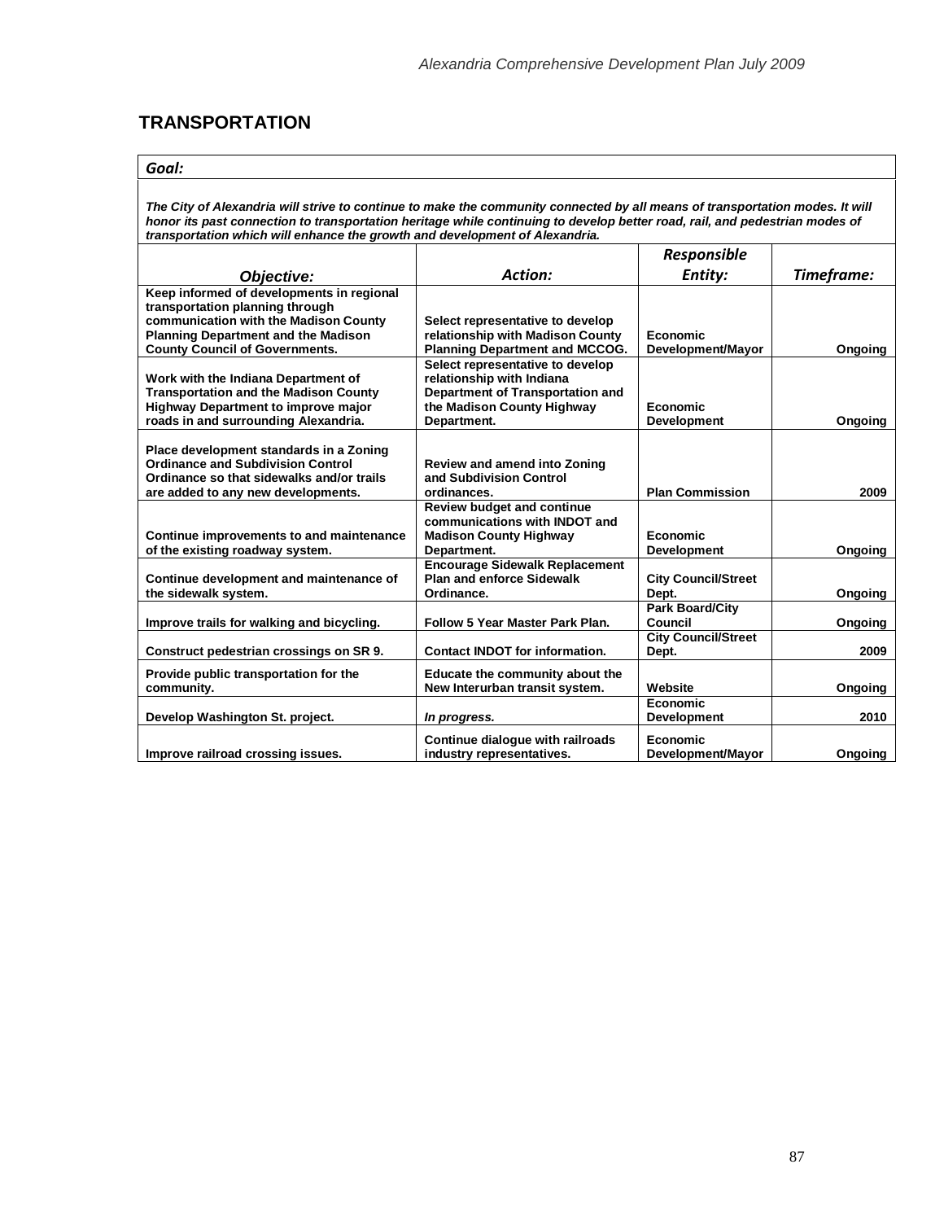## TRANSPORTATION

***Goal:***

***The City of Alexandria will strive to continue to make the community connected by all means of transportation modes. It will honor its past connection to transportation heritage while continuing to develop better road, rail, and pedestrian modes of transportation which will enhance the growth and development of Alexandria.***

| *Objective:* | *Action:* | *Responsible Entity:* | *Timeframe:* |
|---|---|---|---|
| **Keep informed of developments in regional transportation planning through communication with the Madison County Planning Department and the Madison County Council of Governments.** | **Select representative to develop relationship with Madison County Planning Department and MCCOG.** | **Economic Development/Mayor** | **Ongoing** |
| **Work with the Indiana Department of Transportation and the Madison County Highway Department to improve major roads in and surrounding Alexandria.** | **Select representative to develop relationship with Indiana Department of Transportation and the Madison County Highway Department.** | **Economic Development** | **Ongoing** |
| **Place development standards in a Zoning Ordinance and Subdivision Control Ordinance so that sidewalks and/or trails are added to any new developments.** | **Review and amend into Zoning and Subdivision Control ordinances.** | **Plan Commission** | **2009** |
| **Continue improvements to and maintenance of the existing roadway system.** | **Review budget and continue communications with INDOT and Madison County Highway Department.** | **Economic Development** | **Ongoing** |
| **Continue development and maintenance of the sidewalk system.** | **Encourage Sidewalk Replacement Plan and enforce Sidewalk Ordinance.** | **City Council/Street Dept.** | **Ongoing** |
| **Improve trails for walking and bicycling.** | **Follow 5 Year Master Park Plan.** | **Park Board/City Council** | **Ongoing** |
| **Construct pedestrian crossings on SR 9.** | **Contact INDOT for information.** | **City Council/Street Dept.** | **2009** |
| **Provide public transportation for the community.** | **Educate the community about the New Interurban transit system.** | **Website** | **Ongoing** |
| **Develop Washington St. project.** | ***In progress.*** | **Economic Development** | **2010** |
| **Improve railroad crossing issues.** | **Continue dialogue with railroads industry representatives.** | **Economic Development/Mayor** | **Ongoing** |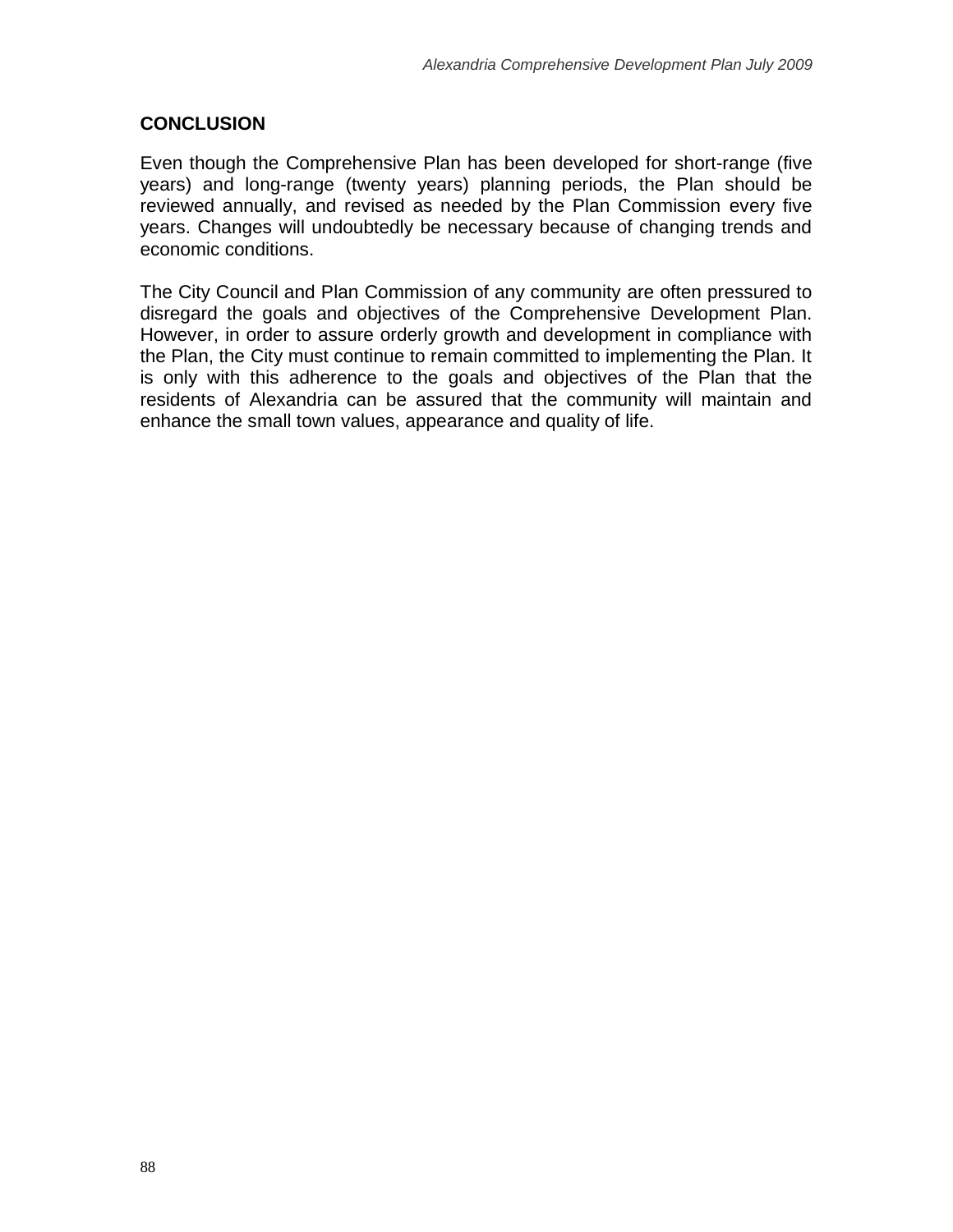## CONCLUSION

Even though the Comprehensive Plan has been developed for short-range (five years) and long-range (twenty years) planning periods, the Plan should be reviewed annually, and revised as needed by the Plan Commission every five years. Changes will undoubtedly be necessary because of changing trends and economic conditions.

The City Council and Plan Commission of any community are often pressured to disregard the goals and objectives of the Comprehensive Development Plan. However, in order to assure orderly growth and development in compliance with the Plan, the City must continue to remain committed to implementing the Plan. It is only with this adherence to the goals and objectives of the Plan that the residents of Alexandria can be assured that the community will maintain and enhance the small town values, appearance and quality of life.